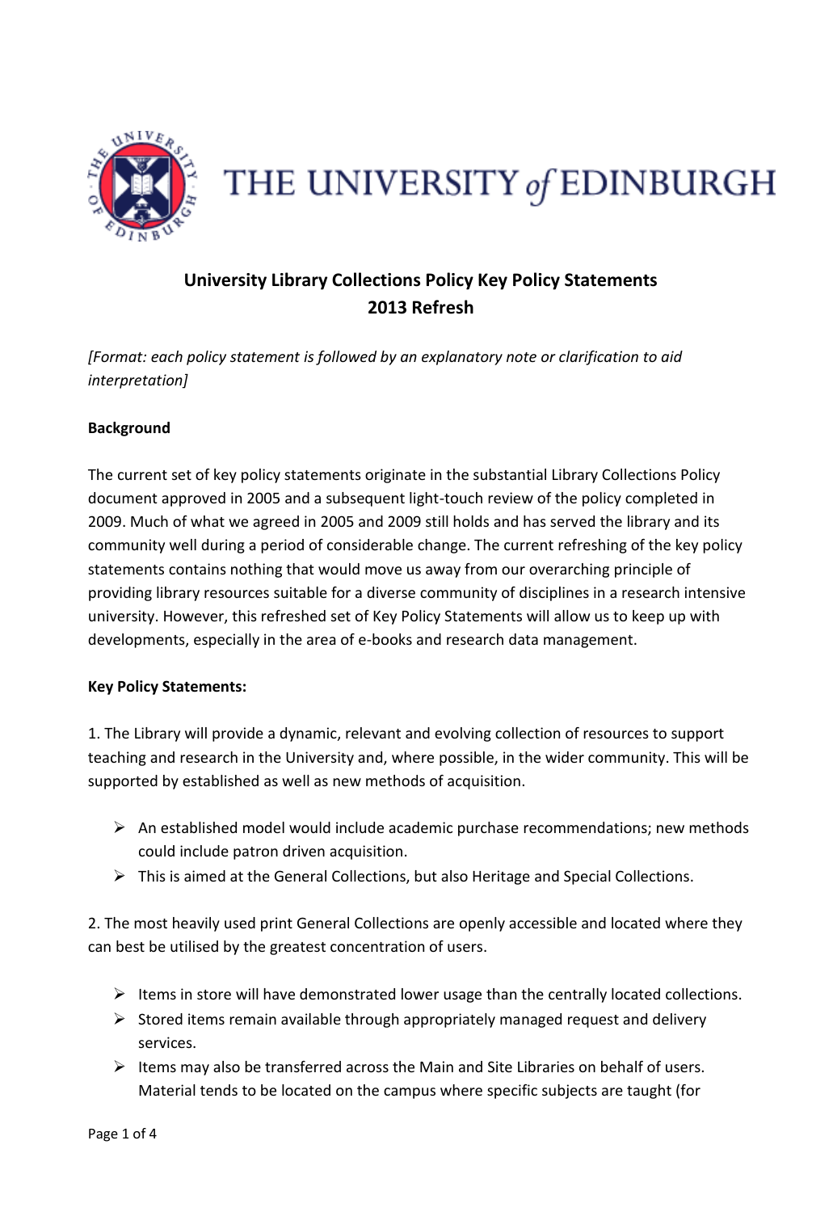THE UNIVERSITY of EDINBURGH

**University Library Collections Policy Key Policy Statements**
**2013 Refresh**

*[Format: each policy statement is followed by an explanatory note or clarification to aid interpretation]*

**Background**

The current set of key policy statements originate in the substantial Library Collections Policy document approved in 2005 and a subsequent light-touch review of the policy completed in 2009. Much of what we agreed in 2005 and 2009 still holds and has served the library and its community well during a period of considerable change. The current refreshing of the key policy statements contains nothing that would move us away from our overarching principle of providing library resources suitable for a diverse community of disciplines in a research intensive university. However, this refreshed set of Key Policy Statements will allow us to keep up with developments, especially in the area of e-books and research data management.

**Key Policy Statements:**

1. The Library will provide a dynamic, relevant and evolving collection of resources to support teaching and research in the University and, where possible, in the wider community. This will be supported by established as well as new methods of acquisition.

- An established model would include academic purchase recommendations; new methods could include patron driven acquisition.
- This is aimed at the General Collections, but also Heritage and Special Collections.

2. The most heavily used print General Collections are openly accessible and located where they can best be utilised by the greatest concentration of users.

- Items in store will have demonstrated lower usage than the centrally located collections.
- Stored items remain available through appropriately managed request and delivery services.
- Items may also be transferred across the Main and Site Libraries on behalf of users. Material tends to be located on the campus where specific subjects are taught (for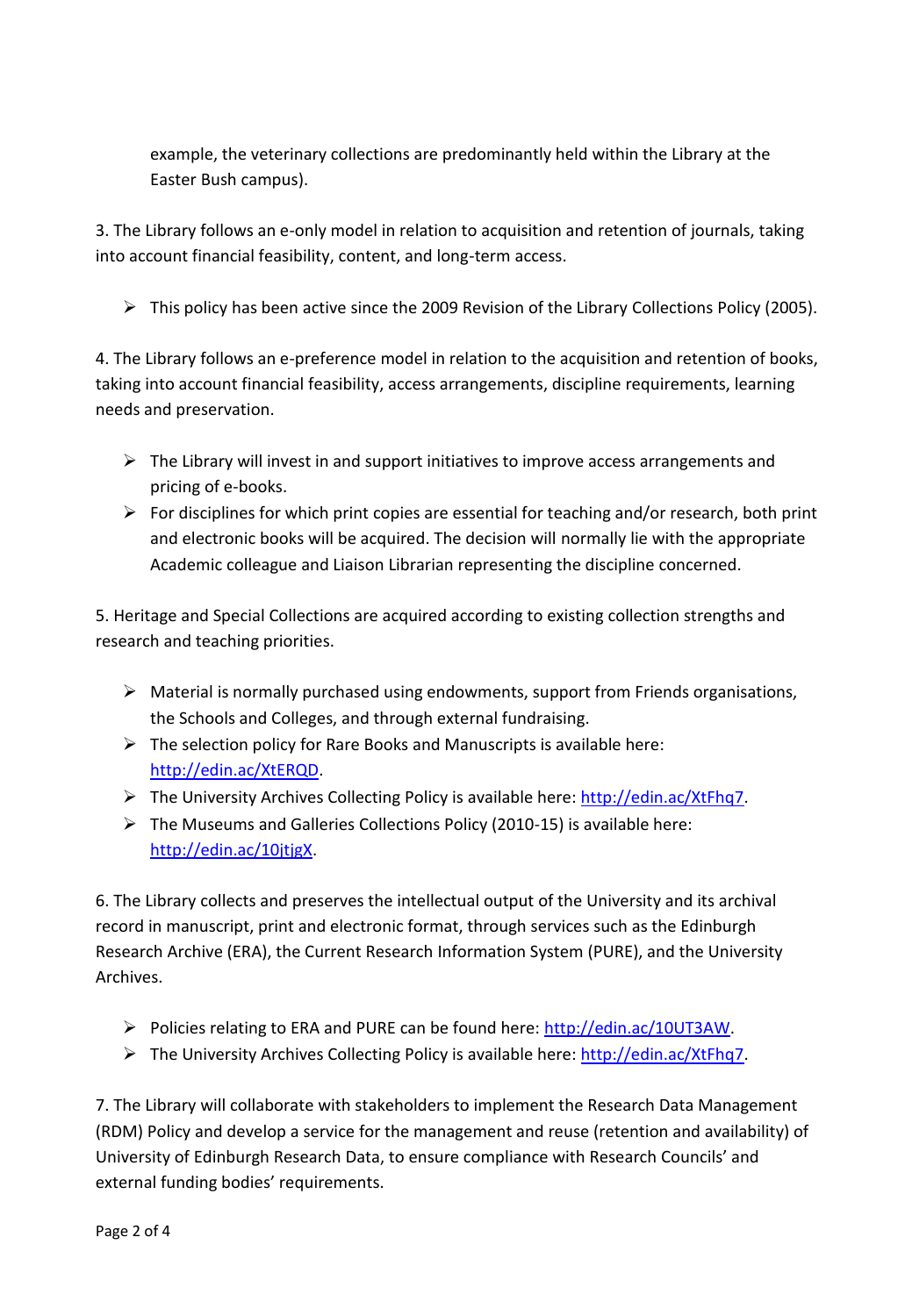example, the veterinary collections are predominantly held within the Library at the Easter Bush campus).

3. The Library follows an e-only model in relation to acquisition and retention of journals, taking into account financial feasibility, content, and long-term access.

- This policy has been active since the 2009 Revision of the Library Collections Policy (2005).

4. The Library follows an e-preference model in relation to the acquisition and retention of books, taking into account financial feasibility, access arrangements, discipline requirements, learning needs and preservation.

- The Library will invest in and support initiatives to improve access arrangements and pricing of e-books.
- For disciplines for which print copies are essential for teaching and/or research, both print and electronic books will be acquired. The decision will normally lie with the appropriate Academic colleague and Liaison Librarian representing the discipline concerned.

5. Heritage and Special Collections are acquired according to existing collection strengths and research and teaching priorities.

- Material is normally purchased using endowments, support from Friends organisations, the Schools and Colleges, and through external fundraising.
- The selection policy for Rare Books and Manuscripts is available here: http://edin.ac/XtERQD.
- The University Archives Collecting Policy is available here: http://edin.ac/XtFhq7.
- The Museums and Galleries Collections Policy (2010-15) is available here: http://edin.ac/10jtjgX.

6. The Library collects and preserves the intellectual output of the University and its archival record in manuscript, print and electronic format, through services such as the Edinburgh Research Archive (ERA), the Current Research Information System (PURE), and the University Archives.

- Policies relating to ERA and PURE can be found here: http://edin.ac/10UT3AW.
- The University Archives Collecting Policy is available here: http://edin.ac/XtFhq7.

7. The Library will collaborate with stakeholders to implement the Research Data Management (RDM) Policy and develop a service for the management and reuse (retention and availability) of University of Edinburgh Research Data, to ensure compliance with Research Councils' and external funding bodies' requirements.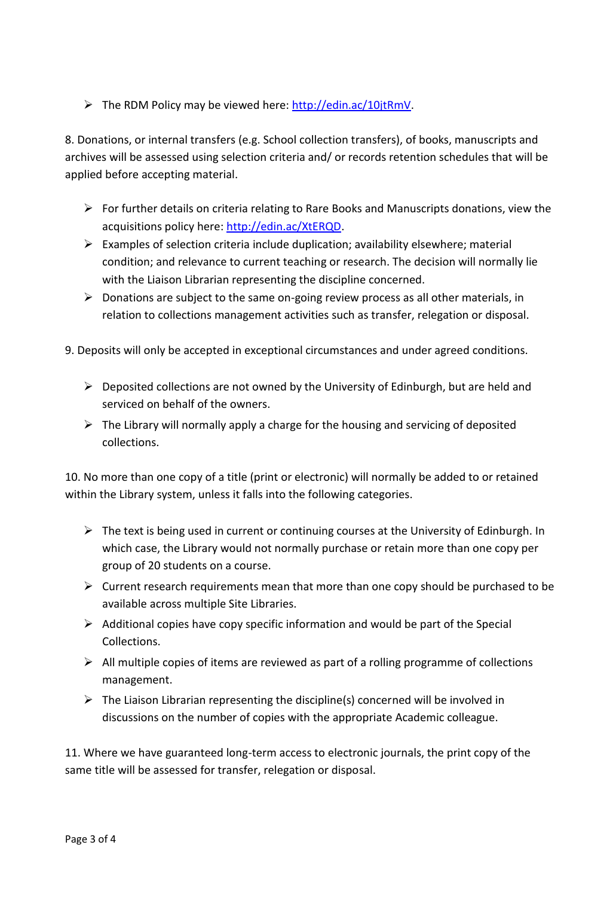- The RDM Policy may be viewed here: [http://edin.ac/10jtRmV](http://edin.ac/10jtRmV).

8. Donations, or internal transfers (e.g. School collection transfers), of books, manuscripts and archives will be assessed using selection criteria and/ or records retention schedules that will be applied before accepting material.

- For further details on criteria relating to Rare Books and Manuscripts donations, view the acquisitions policy here: [http://edin.ac/XtERQD](http://edin.ac/XtERQD).
- Examples of selection criteria include duplication; availability elsewhere; material condition; and relevance to current teaching or research. The decision will normally lie with the Liaison Librarian representing the discipline concerned.
- Donations are subject to the same on-going review process as all other materials, in relation to collections management activities such as transfer, relegation or disposal.

9. Deposits will only be accepted in exceptional circumstances and under agreed conditions.

- Deposited collections are not owned by the University of Edinburgh, but are held and serviced on behalf of the owners.
- The Library will normally apply a charge for the housing and servicing of deposited collections.

10. No more than one copy of a title (print or electronic) will normally be added to or retained within the Library system, unless it falls into the following categories.

- The text is being used in current or continuing courses at the University of Edinburgh. In which case, the Library would not normally purchase or retain more than one copy per group of 20 students on a course.
- Current research requirements mean that more than one copy should be purchased to be available across multiple Site Libraries.
- Additional copies have copy specific information and would be part of the Special Collections.
- All multiple copies of items are reviewed as part of a rolling programme of collections management.
- The Liaison Librarian representing the discipline(s) concerned will be involved in discussions on the number of copies with the appropriate Academic colleague.

11. Where we have guaranteed long-term access to electronic journals, the print copy of the same title will be assessed for transfer, relegation or disposal.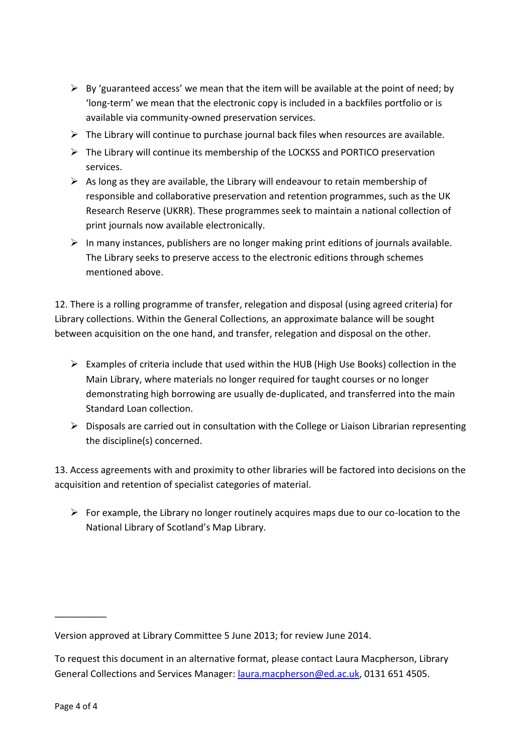- By 'guaranteed access' we mean that the item will be available at the point of need; by 'long-term' we mean that the electronic copy is included in a backfiles portfolio or is available via community-owned preservation services.
- The Library will continue to purchase journal back files when resources are available.
- The Library will continue its membership of the LOCKSS and PORTICO preservation services.
- As long as they are available, the Library will endeavour to retain membership of responsible and collaborative preservation and retention programmes, such as the UK Research Reserve (UKRR). These programmes seek to maintain a national collection of print journals now available electronically.
- In many instances, publishers are no longer making print editions of journals available. The Library seeks to preserve access to the electronic editions through schemes mentioned above.

12. There is a rolling programme of transfer, relegation and disposal (using agreed criteria) for Library collections. Within the General Collections, an approximate balance will be sought between acquisition on the one hand, and transfer, relegation and disposal on the other.

- Examples of criteria include that used within the HUB (High Use Books) collection in the Main Library, where materials no longer required for taught courses or no longer demonstrating high borrowing are usually de-duplicated, and transferred into the main Standard Loan collection.
- Disposals are carried out in consultation with the College or Liaison Librarian representing the discipline(s) concerned.

13. Access agreements with and proximity to other libraries will be factored into decisions on the acquisition and retention of specialist categories of material.

- For example, the Library no longer routinely acquires maps due to our co-location to the National Library of Scotland's Map Library.

---

Version approved at Library Committee 5 June 2013; for review June 2014.

To request this document in an alternative format, please contact Laura Macpherson, Library General Collections and Services Manager: laura.macpherson@ed.ac.uk, 0131 651 4505.